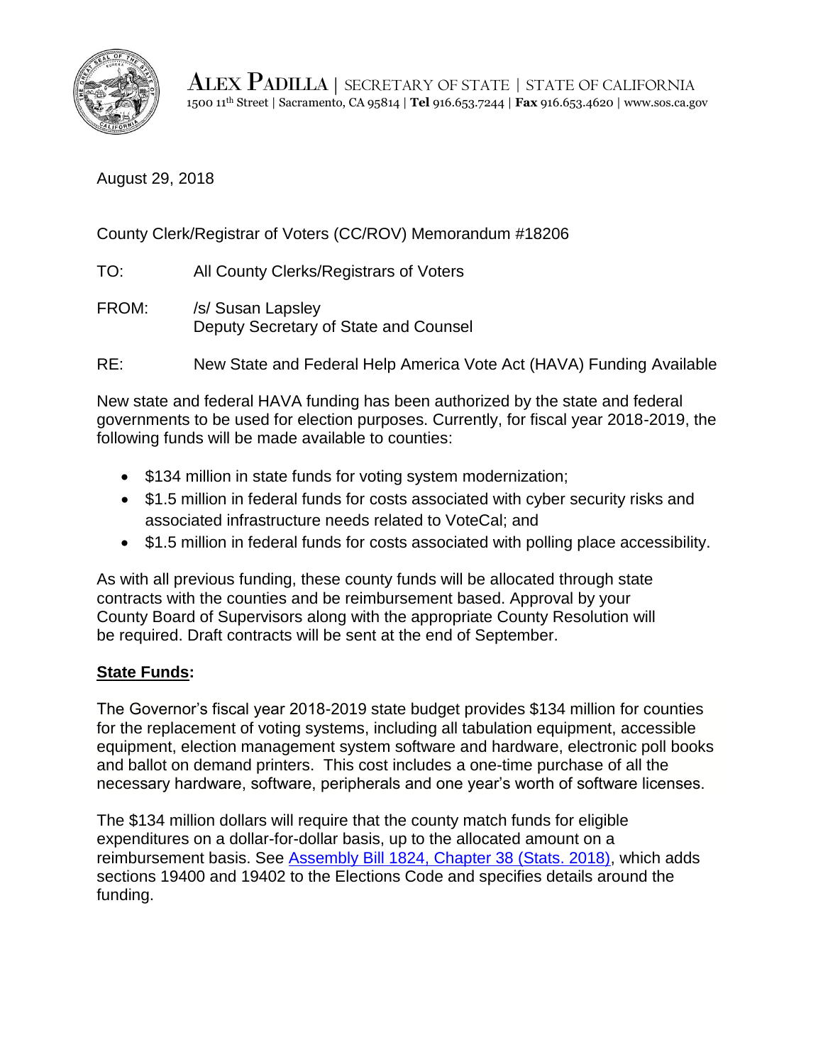**ALEX PADILLA** | SECRETARY OF STATE | STATE OF CALIFORNIA
1500 11th Street | Sacramento, CA 95814 | **Tel** 916.653.7244 | **Fax** 916.653.4620 | www.sos.ca.gov

August 29, 2018

County Clerk/Registrar of Voters (CC/ROV) Memorandum #18206

TO: All County Clerks/Registrars of Voters

FROM: /s/ Susan Lapsley
Deputy Secretary of State and Counsel

RE: New State and Federal Help America Vote Act (HAVA) Funding Available

New state and federal HAVA funding has been authorized by the state and federal governments to be used for election purposes. Currently, for fiscal year 2018-2019, the following funds will be made available to counties:

- $134 million in state funds for voting system modernization;
- $1.5 million in federal funds for costs associated with cyber security risks and associated infrastructure needs related to VoteCal; and
- $1.5 million in federal funds for costs associated with polling place accessibility.

As with all previous funding, these county funds will be allocated through state contracts with the counties and be reimbursement based. Approval by your County Board of Supervisors along with the appropriate County Resolution will be required. Draft contracts will be sent at the end of September.

**State Funds:**

The Governor's fiscal year 2018-2019 state budget provides $134 million for counties for the replacement of voting systems, including all tabulation equipment, accessible equipment, election management system software and hardware, electronic poll books and ballot on demand printers. This cost includes a one-time purchase of all the necessary hardware, software, peripherals and one year's worth of software licenses.

The $134 million dollars will require that the county match funds for eligible expenditures on a dollar-for-dollar basis, up to the allocated amount on a reimbursement basis. See Assembly Bill 1824, Chapter 38 (Stats. 2018), which adds sections 19400 and 19402 to the Elections Code and specifies details around the funding.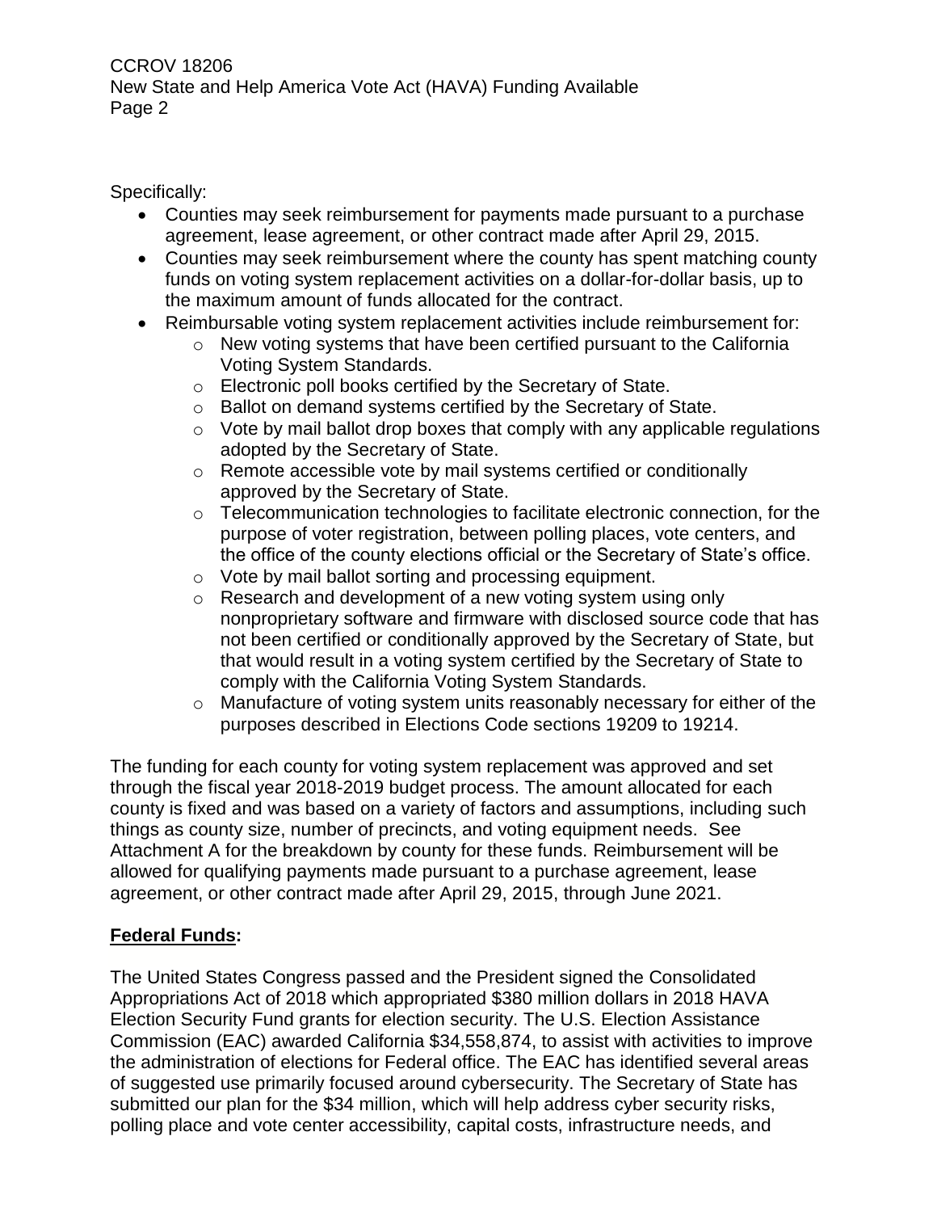Specifically:

- Counties may seek reimbursement for payments made pursuant to a purchase agreement, lease agreement, or other contract made after April 29, 2015.
- Counties may seek reimbursement where the county has spent matching county funds on voting system replacement activities on a dollar-for-dollar basis, up to the maximum amount of funds allocated for the contract.
- Reimbursable voting system replacement activities include reimbursement for:
  - New voting systems that have been certified pursuant to the California Voting System Standards.
  - Electronic poll books certified by the Secretary of State.
  - Ballot on demand systems certified by the Secretary of State.
  - Vote by mail ballot drop boxes that comply with any applicable regulations adopted by the Secretary of State.
  - Remote accessible vote by mail systems certified or conditionally approved by the Secretary of State.
  - Telecommunication technologies to facilitate electronic connection, for the purpose of voter registration, between polling places, vote centers, and the office of the county elections official or the Secretary of State's office.
  - Vote by mail ballot sorting and processing equipment.
  - Research and development of a new voting system using only nonproprietary software and firmware with disclosed source code that has not been certified or conditionally approved by the Secretary of State, but that would result in a voting system certified by the Secretary of State to comply with the California Voting System Standards.
  - Manufacture of voting system units reasonably necessary for either of the purposes described in Elections Code sections 19209 to 19214.

The funding for each county for voting system replacement was approved and set through the fiscal year 2018-2019 budget process. The amount allocated for each county is fixed and was based on a variety of factors and assumptions, including such things as county size, number of precincts, and voting equipment needs. See Attachment A for the breakdown by county for these funds. Reimbursement will be allowed for qualifying payments made pursuant to a purchase agreement, lease agreement, or other contract made after April 29, 2015, through June 2021.

**Federal Funds:**

The United States Congress passed and the President signed the Consolidated Appropriations Act of 2018 which appropriated $380 million dollars in 2018 HAVA Election Security Fund grants for election security. The U.S. Election Assistance Commission (EAC) awarded California $34,558,874, to assist with activities to improve the administration of elections for Federal office. The EAC has identified several areas of suggested use primarily focused around cybersecurity. The Secretary of State has submitted our plan for the $34 million, which will help address cyber security risks, polling place and vote center accessibility, capital costs, infrastructure needs, and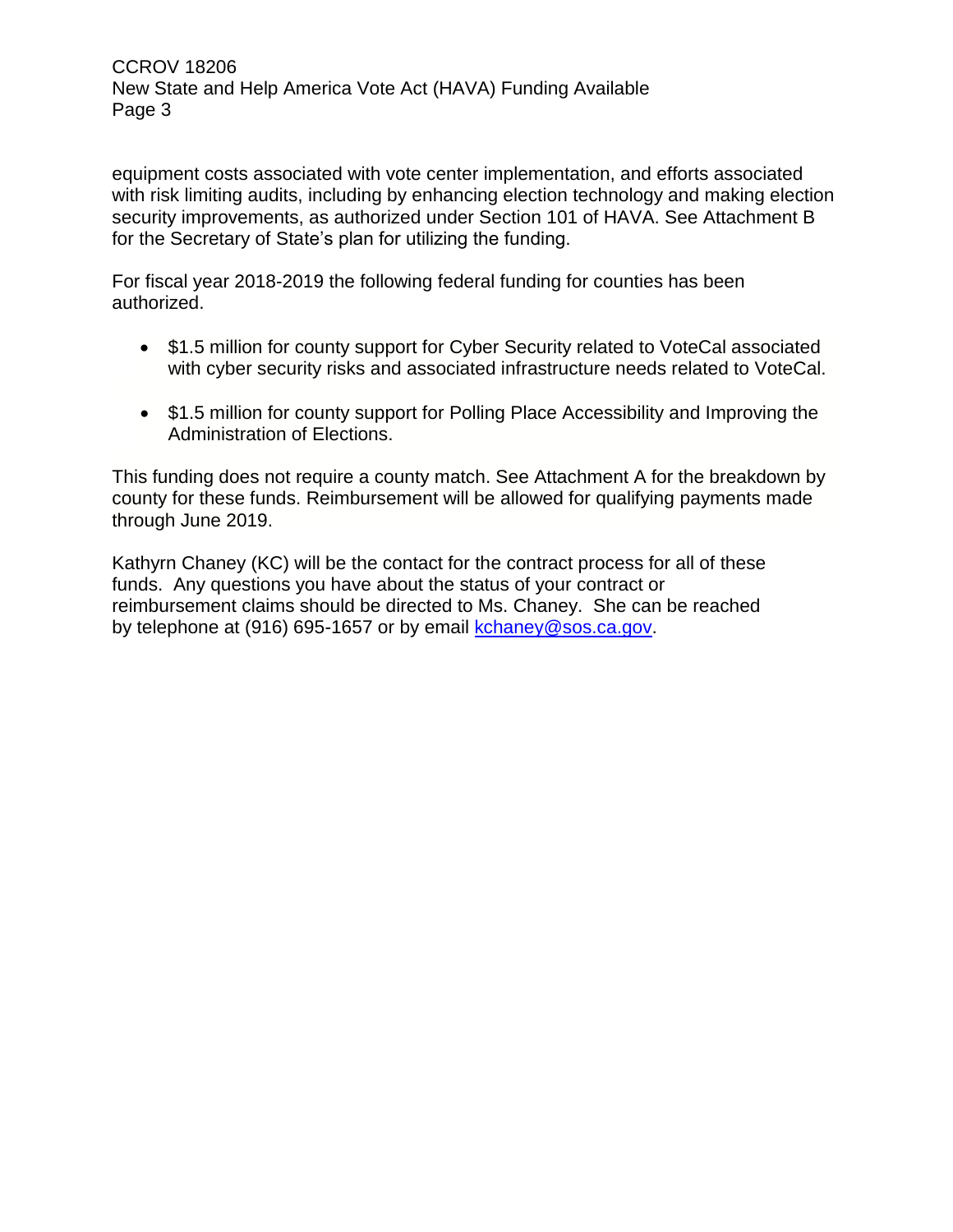equipment costs associated with vote center implementation, and efforts associated with risk limiting audits, including by enhancing election technology and making election security improvements, as authorized under Section 101 of HAVA. See Attachment B for the Secretary of State's plan for utilizing the funding.

For fiscal year 2018-2019 the following federal funding for counties has been authorized.

- $1.5 million for county support for Cyber Security related to VoteCal associated with cyber security risks and associated infrastructure needs related to VoteCal.
- $1.5 million for county support for Polling Place Accessibility and Improving the Administration of Elections.

This funding does not require a county match. See Attachment A for the breakdown by county for these funds. Reimbursement will be allowed for qualifying payments made through June 2019.

Kathyrn Chaney (KC) will be the contact for the contract process for all of these funds. Any questions you have about the status of your contract or reimbursement claims should be directed to Ms. Chaney. She can be reached by telephone at (916) 695-1657 or by email [kchaney@sos.ca.gov](mailto:kchaney@sos.ca.gov).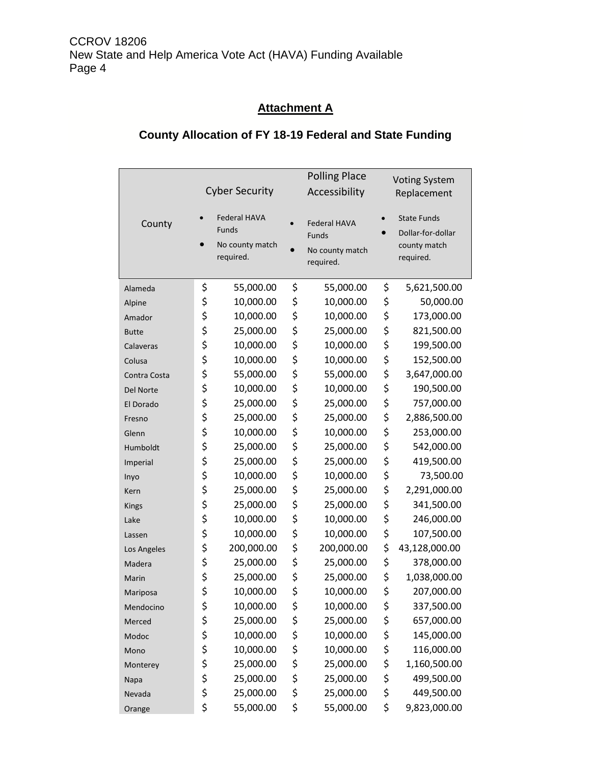## Attachment A

### County Allocation of FY 18-19 Federal and State Funding

| County | Cyber Security<br>• Federal HAVA Funds<br>• No county match required. | Polling Place Accessibility<br>• Federal HAVA Funds<br>• No county match required. | Voting System Replacement<br>• State Funds<br>• Dollar-for-dollar county match required. |
|---|---|---|---|
| Alameda | $ 55,000.00 | $ 55,000.00 | $ 5,621,500.00 |
| Alpine | $ 10,000.00 | $ 10,000.00 | $ 50,000.00 |
| Amador | $ 10,000.00 | $ 10,000.00 | $ 173,000.00 |
| Butte | $ 25,000.00 | $ 25,000.00 | $ 821,500.00 |
| Calaveras | $ 10,000.00 | $ 10,000.00 | $ 199,500.00 |
| Colusa | $ 10,000.00 | $ 10,000.00 | $ 152,500.00 |
| Contra Costa | $ 55,000.00 | $ 55,000.00 | $ 3,647,000.00 |
| Del Norte | $ 10,000.00 | $ 10,000.00 | $ 190,500.00 |
| El Dorado | $ 25,000.00 | $ 25,000.00 | $ 757,000.00 |
| Fresno | $ 25,000.00 | $ 25,000.00 | $ 2,886,500.00 |
| Glenn | $ 10,000.00 | $ 10,000.00 | $ 253,000.00 |
| Humboldt | $ 25,000.00 | $ 25,000.00 | $ 542,000.00 |
| Imperial | $ 25,000.00 | $ 25,000.00 | $ 419,500.00 |
| Inyo | $ 10,000.00 | $ 10,000.00 | $ 73,500.00 |
| Kern | $ 25,000.00 | $ 25,000.00 | $ 2,291,000.00 |
| Kings | $ 25,000.00 | $ 25,000.00 | $ 341,500.00 |
| Lake | $ 10,000.00 | $ 10,000.00 | $ 246,000.00 |
| Lassen | $ 10,000.00 | $ 10,000.00 | $ 107,500.00 |
| Los Angeles | $ 200,000.00 | $ 200,000.00 | $ 43,128,000.00 |
| Madera | $ 25,000.00 | $ 25,000.00 | $ 378,000.00 |
| Marin | $ 25,000.00 | $ 25,000.00 | $ 1,038,000.00 |
| Mariposa | $ 10,000.00 | $ 10,000.00 | $ 207,000.00 |
| Mendocino | $ 10,000.00 | $ 10,000.00 | $ 337,500.00 |
| Merced | $ 25,000.00 | $ 25,000.00 | $ 657,000.00 |
| Modoc | $ 10,000.00 | $ 10,000.00 | $ 145,000.00 |
| Mono | $ 10,000.00 | $ 10,000.00 | $ 116,000.00 |
| Monterey | $ 25,000.00 | $ 25,000.00 | $ 1,160,500.00 |
| Napa | $ 25,000.00 | $ 25,000.00 | $ 499,500.00 |
| Nevada | $ 25,000.00 | $ 25,000.00 | $ 449,500.00 |
| Orange | $ 55,000.00 | $ 55,000.00 | $ 9,823,000.00 |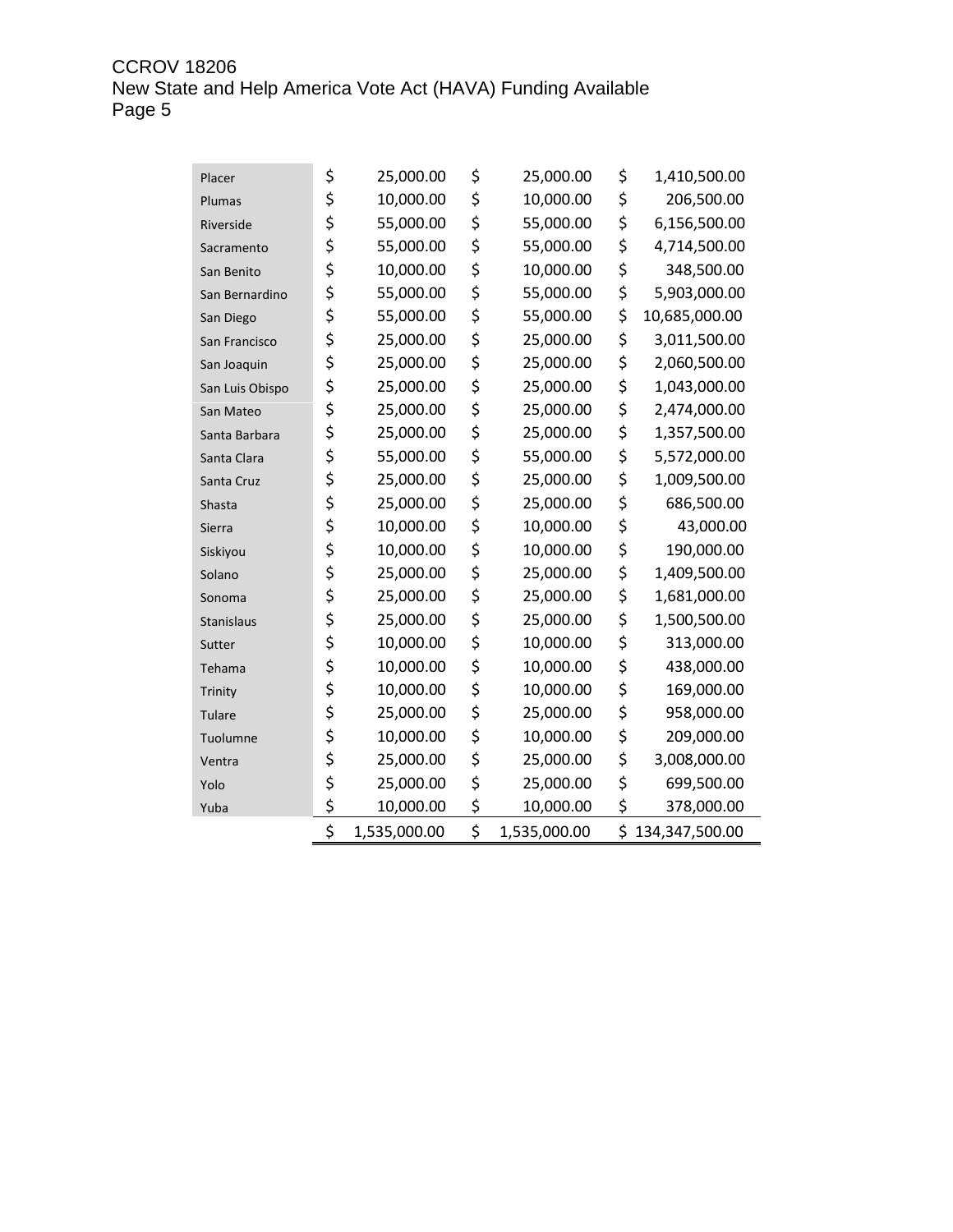| | | | |
|---|---|---|---|
| Placer | $ 25,000.00 | $ 25,000.00 | $ 1,410,500.00 |
| Plumas | $ 10,000.00 | $ 10,000.00 | $ 206,500.00 |
| Riverside | $ 55,000.00 | $ 55,000.00 | $ 6,156,500.00 |
| Sacramento | $ 55,000.00 | $ 55,000.00 | $ 4,714,500.00 |
| San Benito | $ 10,000.00 | $ 10,000.00 | $ 348,500.00 |
| San Bernardino | $ 55,000.00 | $ 55,000.00 | $ 5,903,000.00 |
| San Diego | $ 55,000.00 | $ 55,000.00 | $ 10,685,000.00 |
| San Francisco | $ 25,000.00 | $ 25,000.00 | $ 3,011,500.00 |
| San Joaquin | $ 25,000.00 | $ 25,000.00 | $ 2,060,500.00 |
| San Luis Obispo | $ 25,000.00 | $ 25,000.00 | $ 1,043,000.00 |
| San Mateo | $ 25,000.00 | $ 25,000.00 | $ 2,474,000.00 |
| Santa Barbara | $ 25,000.00 | $ 25,000.00 | $ 1,357,500.00 |
| Santa Clara | $ 55,000.00 | $ 55,000.00 | $ 5,572,000.00 |
| Santa Cruz | $ 25,000.00 | $ 25,000.00 | $ 1,009,500.00 |
| Shasta | $ 25,000.00 | $ 25,000.00 | $ 686,500.00 |
| Sierra | $ 10,000.00 | $ 10,000.00 | $ 43,000.00 |
| Siskiyou | $ 10,000.00 | $ 10,000.00 | $ 190,000.00 |
| Solano | $ 25,000.00 | $ 25,000.00 | $ 1,409,500.00 |
| Sonoma | $ 25,000.00 | $ 25,000.00 | $ 1,681,000.00 |
| Stanislaus | $ 25,000.00 | $ 25,000.00 | $ 1,500,500.00 |
| Sutter | $ 10,000.00 | $ 10,000.00 | $ 313,000.00 |
| Tehama | $ 10,000.00 | $ 10,000.00 | $ 438,000.00 |
| Trinity | $ 10,000.00 | $ 10,000.00 | $ 169,000.00 |
| Tulare | $ 25,000.00 | $ 25,000.00 | $ 958,000.00 |
| Tuolumne | $ 10,000.00 | $ 10,000.00 | $ 209,000.00 |
| Ventra | $ 25,000.00 | $ 25,000.00 | $ 3,008,000.00 |
| Yolo | $ 25,000.00 | $ 25,000.00 | $ 699,500.00 |
| Yuba | $ 10,000.00 | $ 10,000.00 | $ 378,000.00 |
| | $ 1,535,000.00 | $ 1,535,000.00 | $ 134,347,500.00 |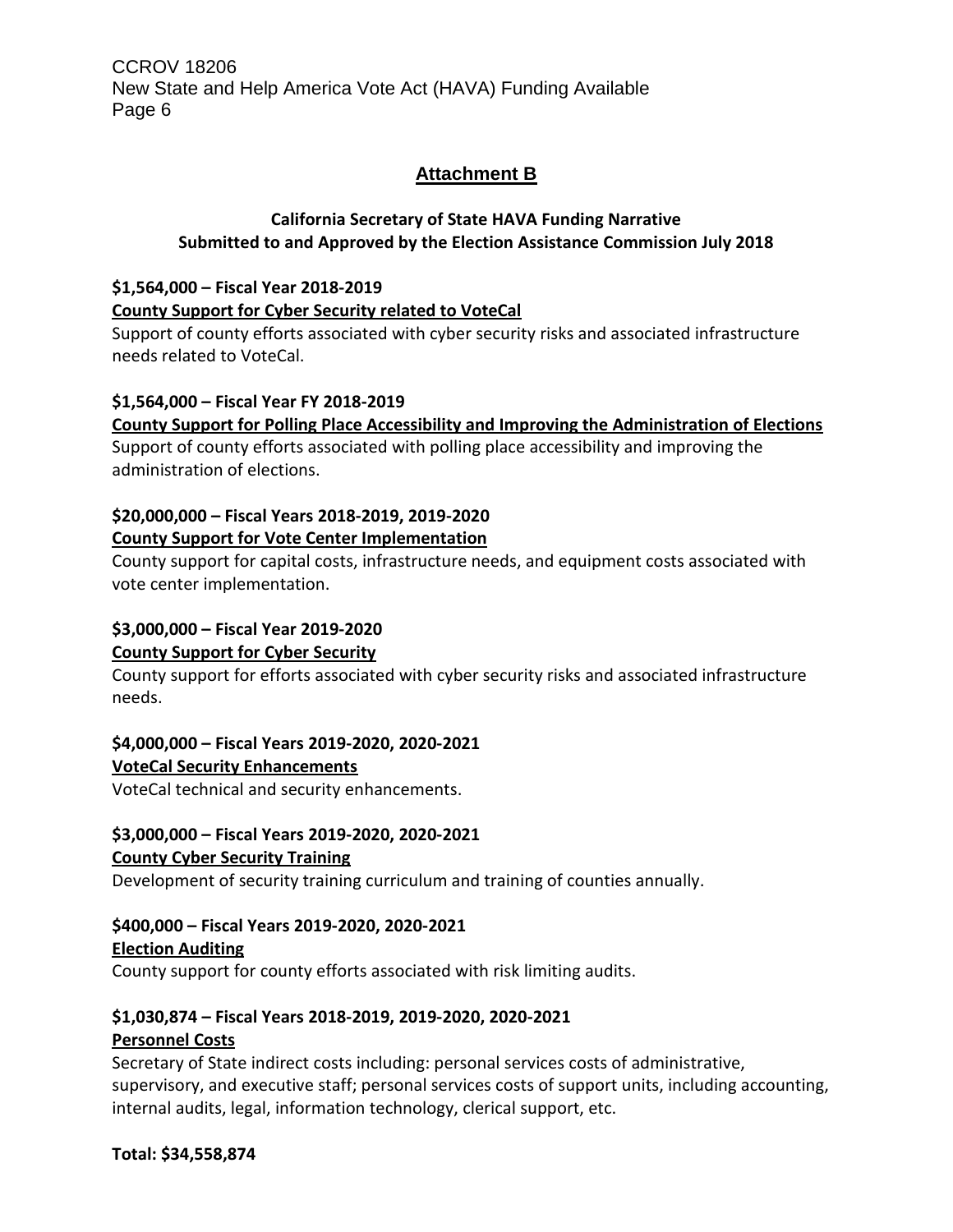## Attachment B

### California Secretary of State HAVA Funding Narrative
### Submitted to and Approved by the Election Assistance Commission July 2018

**$1,564,000 – Fiscal Year 2018-2019**
**County Support for Cyber Security related to VoteCal**
Support of county efforts associated with cyber security risks and associated infrastructure needs related to VoteCal.

**$1,564,000 – Fiscal Year FY 2018-2019**
**County Support for Polling Place Accessibility and Improving the Administration of Elections**
Support of county efforts associated with polling place accessibility and improving the administration of elections.

**$20,000,000 – Fiscal Years 2018-2019, 2019-2020**
**County Support for Vote Center Implementation**
County support for capital costs, infrastructure needs, and equipment costs associated with vote center implementation.

**$3,000,000 – Fiscal Year 2019-2020**
**County Support for Cyber Security**
County support for efforts associated with cyber security risks and associated infrastructure needs.

**$4,000,000 – Fiscal Years 2019-2020, 2020-2021**
**VoteCal Security Enhancements**
VoteCal technical and security enhancements.

**$3,000,000 – Fiscal Years 2019-2020, 2020-2021**
**County Cyber Security Training**
Development of security training curriculum and training of counties annually.

**$400,000 – Fiscal Years 2019-2020, 2020-2021**
**Election Auditing**
County support for county efforts associated with risk limiting audits.

**$1,030,874 – Fiscal Years 2018-2019, 2019-2020, 2020-2021**
**Personnel Costs**
Secretary of State indirect costs including: personal services costs of administrative, supervisory, and executive staff; personal services costs of support units, including accounting, internal audits, legal, information technology, clerical support, etc.

**Total: $34,558,874**